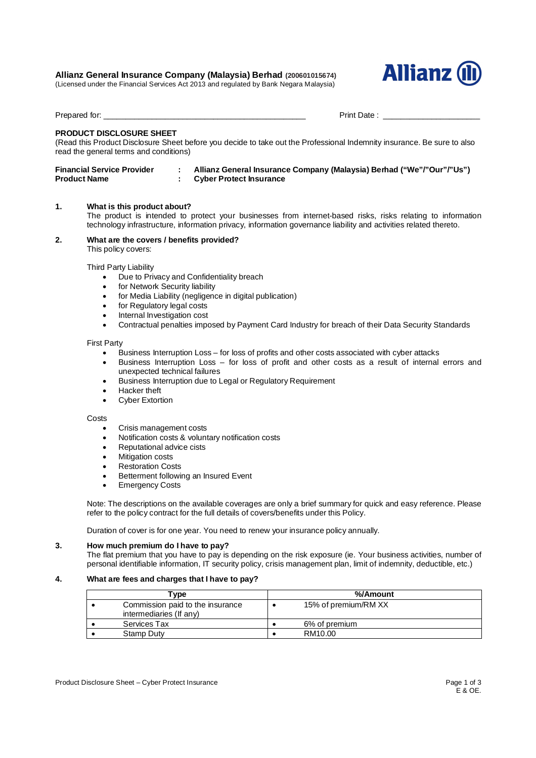**Allianz General Insurance Company (Malaysia) Berhad (200601015674)**
(Licensed under the Financial Services Act 2013 and regulated by Bank Negara Malaysia)

Prepared for: ____________________________________________ Print Date : ____________________

**PRODUCT DISCLOSURE SHEET**
(Read this Product Disclosure Sheet before you decide to take out the Professional Indemnity insurance. Be sure to also read the general terms and conditions)

**Financial Service Provider : Allianz General Insurance Company (Malaysia) Berhad ("We"/"Our"/"Us")**
**Product Name : Cyber Protect Insurance**

**1. What is this product about?**

The product is intended to protect your businesses from internet-based risks, risks relating to information technology infrastructure, information privacy, information governance liability and activities related thereto.

**2. What are the covers / benefits provided?**

This policy covers:

Third Party Liability

- Due to Privacy and Confidentiality breach
- for Network Security liability
- for Media Liability (negligence in digital publication)
- for Regulatory legal costs
- Internal Investigation cost
- Contractual penalties imposed by Payment Card Industry for breach of their Data Security Standards

First Party

- Business Interruption Loss – for loss of profits and other costs associated with cyber attacks
- Business Interruption Loss – for loss of profit and other costs as a result of internal errors and unexpected technical failures
- Business Interruption due to Legal or Regulatory Requirement
- Hacker theft
- Cyber Extortion

Costs

- Crisis management costs
- Notification costs & voluntary notification costs
- Reputational advice cists
- Mitigation costs
- Restoration Costs
- Betterment following an Insured Event
- Emergency Costs

Note: The descriptions on the available coverages are only a brief summary for quick and easy reference. Please refer to the policy contract for the full details of covers/benefits under this Policy.

Duration of cover is for one year. You need to renew your insurance policy annually.

**3. How much premium do I have to pay?**

The flat premium that you have to pay is depending on the risk exposure (ie. Your business activities, number of personal identifiable information, IT security policy, crisis management plan, limit of indemnity, deductible, etc.)

**4. What are fees and charges that I have to pay?**

| Type | %/Amount |
|---|---|
| • Commission paid to the insurance intermediaries (If any) | • 15% of premium/RM XX |
| • Services Tax | • 6% of premium |
| • Stamp Duty | • RM10.00 |

E & OE.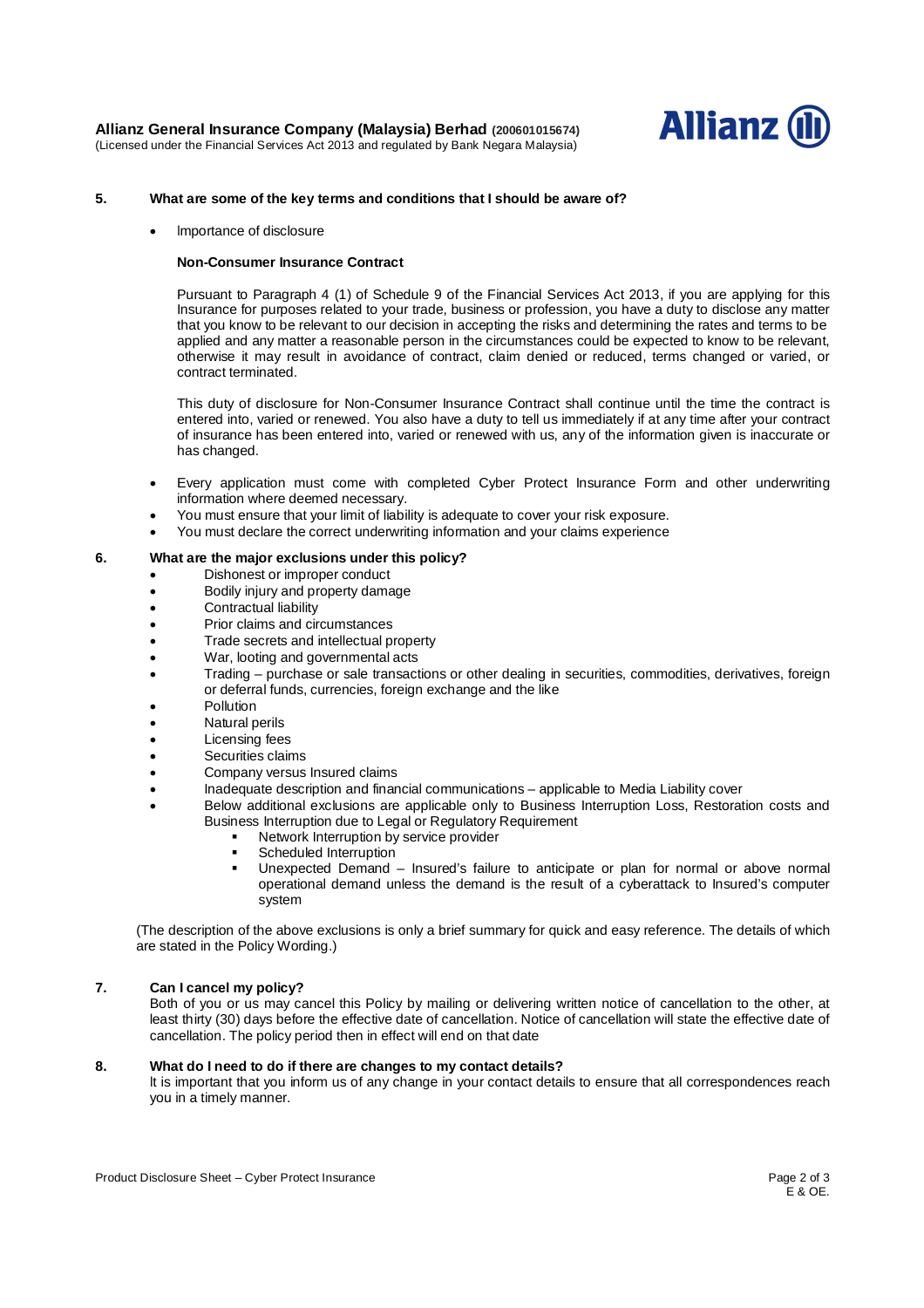## 5. What are some of the key terms and conditions that I should be aware of?

- Importance of disclosure

  **Non-Consumer Insurance Contract**

  Pursuant to Paragraph 4 (1) of Schedule 9 of the Financial Services Act 2013, if you are applying for this Insurance for purposes related to your trade, business or profession, you have a duty to disclose any matter that you know to be relevant to our decision in accepting the risks and determining the rates and terms to be applied and any matter a reasonable person in the circumstances could be expected to know to be relevant, otherwise it may result in avoidance of contract, claim denied or reduced, terms changed or varied, or contract terminated.

  This duty of disclosure for Non-Consumer Insurance Contract shall continue until the time the contract is entered into, varied or renewed. You also have a duty to tell us immediately if at any time after your contract of insurance has been entered into, varied or renewed with us, any of the information given is inaccurate or has changed.

- Every application must come with completed Cyber Protect Insurance Form and other underwriting information where deemed necessary.
- You must ensure that your limit of liability is adequate to cover your risk exposure.
- You must declare the correct underwriting information and your claims experience

## 6. What are the major exclusions under this policy?

- Dishonest or improper conduct
- Bodily injury and property damage
- Contractual liability
- Prior claims and circumstances
- Trade secrets and intellectual property
- War, looting and governmental acts
- Trading – purchase or sale transactions or other dealing in securities, commodities, derivatives, foreign or deferral funds, currencies, foreign exchange and the like
- Pollution
- Natural perils
- Licensing fees
- Securities claims
- Company versus Insured claims
- Inadequate description and financial communications – applicable to Media Liability cover
- Below additional exclusions are applicable only to Business Interruption Loss, Restoration costs and Business Interruption due to Legal or Regulatory Requirement
  - Network Interruption by service provider
  - Scheduled Interruption
  - Unexpected Demand – Insured's failure to anticipate or plan for normal or above normal operational demand unless the demand is the result of a cyberattack to Insured's computer system

(The description of the above exclusions is only a brief summary for quick and easy reference. The details of which are stated in the Policy Wording.)

## 7. Can I cancel my policy?

Both of you or us may cancel this Policy by mailing or delivering written notice of cancellation to the other, at least thirty (30) days before the effective date of cancellation. Notice of cancellation will state the effective date of cancellation. The policy period then in effect will end on that date

## 8. What do I need to do if there are changes to my contact details?

It is important that you inform us of any change in your contact details to ensure that all correspondences reach you in a timely manner.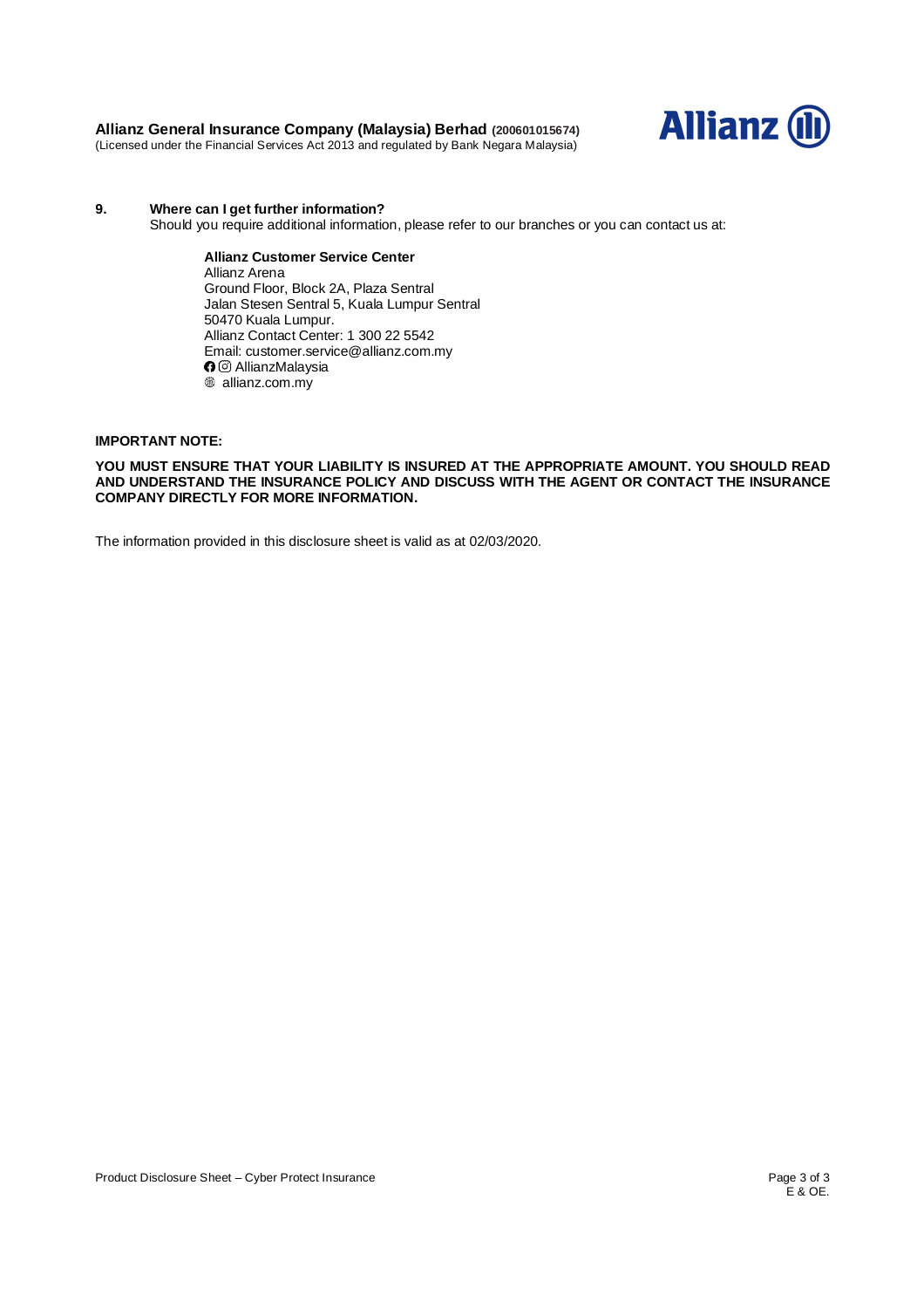## 9. Where can I get further information?

Should you require additional information, please refer to our branches or you can contact us at:

**Allianz Customer Service Center**
Allianz Arena
Ground Floor, Block 2A, Plaza Sentral
Jalan Stesen Sentral 5, Kuala Lumpur Sentral
50470 Kuala Lumpur.
Allianz Contact Center: 1 300 22 5542
Email: customer.service@allianz.com.my
AllianzMalaysia
allianz.com.my

**IMPORTANT NOTE:**

**YOU MUST ENSURE THAT YOUR LIABILITY IS INSURED AT THE APPROPRIATE AMOUNT. YOU SHOULD READ AND UNDERSTAND THE INSURANCE POLICY AND DISCUSS WITH THE AGENT OR CONTACT THE INSURANCE COMPANY DIRECTLY FOR MORE INFORMATION.**

The information provided in this disclosure sheet is valid as at 02/03/2020.

E & OE.